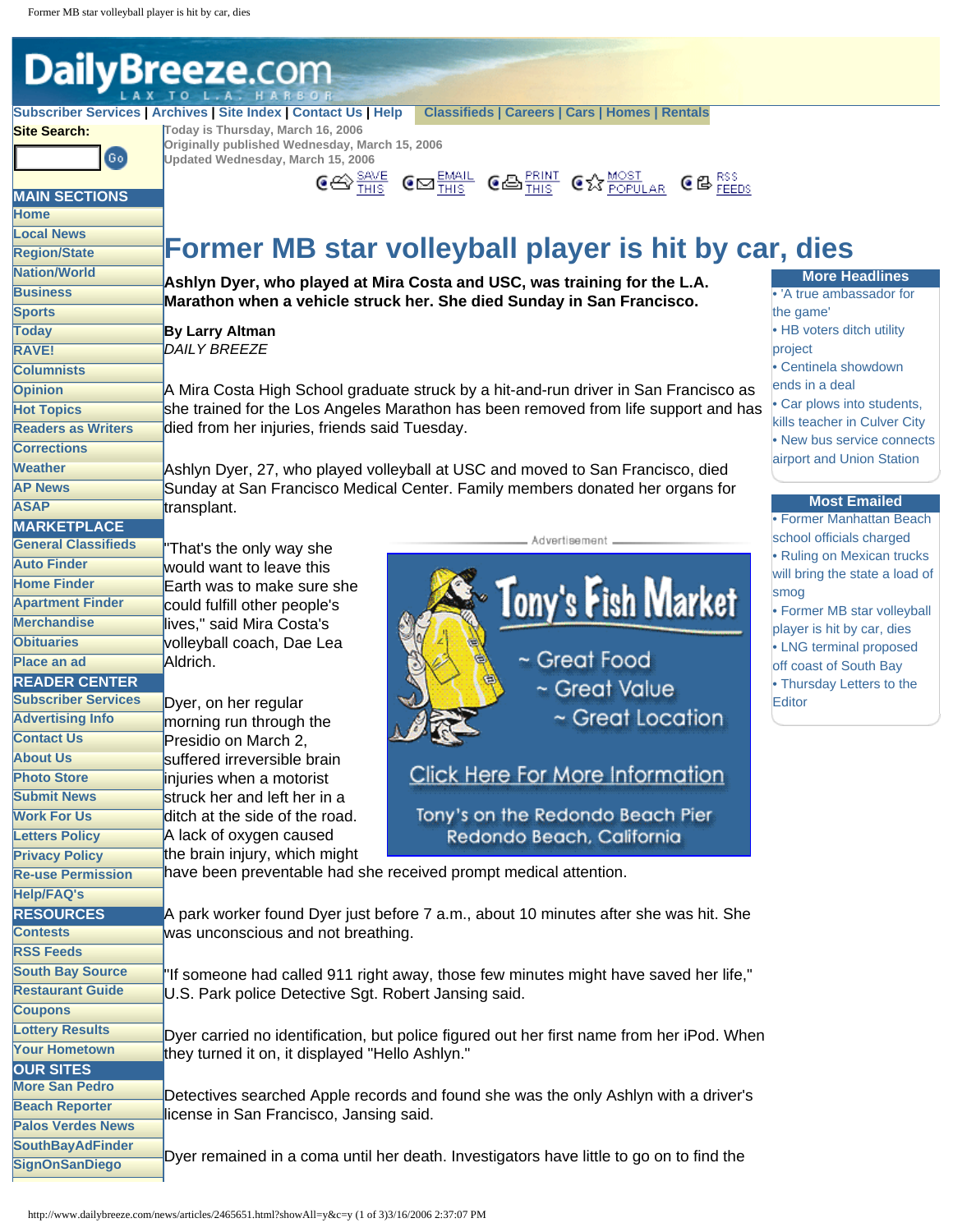Today is Thursday, March 16, 2006
Originally published Wednesday, March 15, 2006
Updated Wednesday, March 15, 2006

# Former MB star volleyball player is hit by car, dies

**Ashlyn Dyer, who played at Mira Costa and USC, was training for the L.A. Marathon when a vehicle struck her. She died Sunday in San Francisco.**

**By Larry Altman**
*DAILY BREEZE*

A Mira Costa High School graduate struck by a hit-and-run driver in San Francisco as she trained for the Los Angeles Marathon has been removed from life support and has died from her injuries, friends said Tuesday.

Ashlyn Dyer, 27, who played volleyball at USC and moved to San Francisco, died Sunday at San Francisco Medical Center. Family members donated her organs for transplant.

"That's the only way she would want to leave this Earth was to make sure she could fulfill other people's lives," said Mira Costa's volleyball coach, Dae Lea Aldrich.

Dyer, on her regular morning run through the Presidio on March 2, suffered irreversible brain injuries when a motorist struck her and left her in a ditch at the side of the road. A lack of oxygen caused the brain injury, which might have been preventable had she received prompt medical attention.

A park worker found Dyer just before 7 a.m., about 10 minutes after she was hit. She was unconscious and not breathing.

"If someone had called 911 right away, those few minutes might have saved her life," U.S. Park police Detective Sgt. Robert Jansing said.

Dyer carried no identification, but police figured out her first name from her iPod. When they turned it on, it displayed "Hello Ashlyn."

Detectives searched Apple records and found she was the only Ashlyn with a driver's license in San Francisco, Jansing said.

Dyer remained in a coma until her death. Investigators have little to go on to find the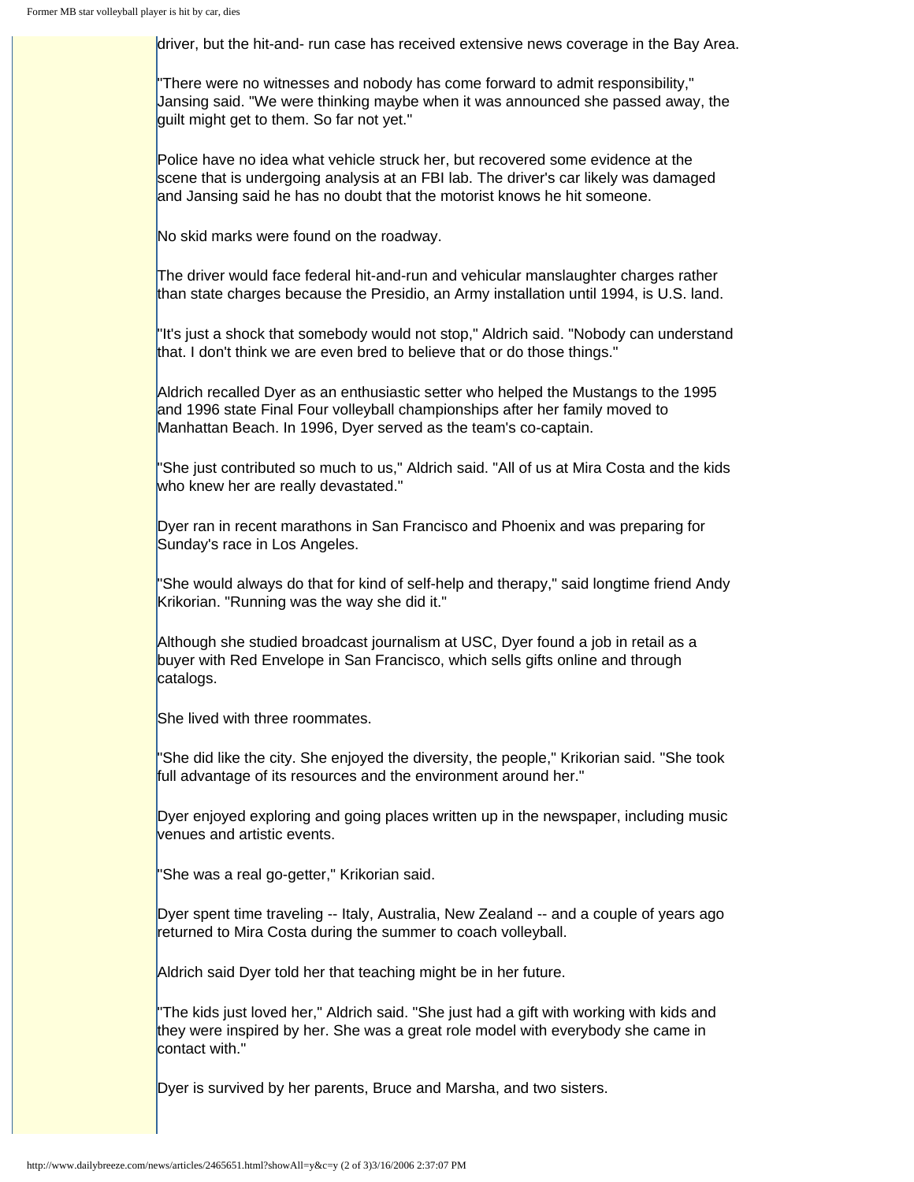driver, but the hit-and- run case has received extensive news coverage in the Bay Area.

"There were no witnesses and nobody has come forward to admit responsibility," Jansing said. "We were thinking maybe when it was announced she passed away, the guilt might get to them. So far not yet."

Police have no idea what vehicle struck her, but recovered some evidence at the scene that is undergoing analysis at an FBI lab. The driver's car likely was damaged and Jansing said he has no doubt that the motorist knows he hit someone.

No skid marks were found on the roadway.

The driver would face federal hit-and-run and vehicular manslaughter charges rather than state charges because the Presidio, an Army installation until 1994, is U.S. land.

"It's just a shock that somebody would not stop," Aldrich said. "Nobody can understand that. I don't think we are even bred to believe that or do those things."

Aldrich recalled Dyer as an enthusiastic setter who helped the Mustangs to the 1995 and 1996 state Final Four volleyball championships after her family moved to Manhattan Beach. In 1996, Dyer served as the team's co-captain.

"She just contributed so much to us," Aldrich said. "All of us at Mira Costa and the kids who knew her are really devastated."

Dyer ran in recent marathons in San Francisco and Phoenix and was preparing for Sunday's race in Los Angeles.

"She would always do that for kind of self-help and therapy," said longtime friend Andy Krikorian. "Running was the way she did it."

Although she studied broadcast journalism at USC, Dyer found a job in retail as a buyer with Red Envelope in San Francisco, which sells gifts online and through catalogs.

She lived with three roommates.

"She did like the city. She enjoyed the diversity, the people," Krikorian said. "She took full advantage of its resources and the environment around her."

Dyer enjoyed exploring and going places written up in the newspaper, including music venues and artistic events.

"She was a real go-getter," Krikorian said.

Dyer spent time traveling -- Italy, Australia, New Zealand -- and a couple of years ago returned to Mira Costa during the summer to coach volleyball.

Aldrich said Dyer told her that teaching might be in her future.

"The kids just loved her," Aldrich said. "She just had a gift with working with kids and they were inspired by her. She was a great role model with everybody she came in contact with."

Dyer is survived by her parents, Bruce and Marsha, and two sisters.